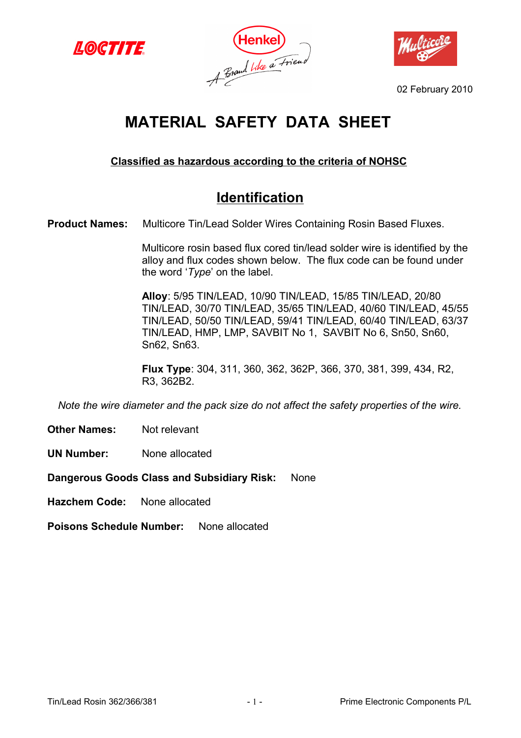02 February 2010

# MATERIAL SAFETY DATA SHEET

**Classified as hazardous according to the criteria of NOHSC**

## Identification

**Product Names:** Multicore Tin/Lead Solder Wires Containing Rosin Based Fluxes.

Multicore rosin based flux cored tin/lead solder wire is identified by the alloy and flux codes shown below. The flux code can be found under the word '*Type*' on the label.

**Alloy**: 5/95 TIN/LEAD, 10/90 TIN/LEAD, 15/85 TIN/LEAD, 20/80 TIN/LEAD, 30/70 TIN/LEAD, 35/65 TIN/LEAD, 40/60 TIN/LEAD, 45/55 TIN/LEAD, 50/50 TIN/LEAD, 59/41 TIN/LEAD, 60/40 TIN/LEAD, 63/37 TIN/LEAD, HMP, LMP, SAVBIT No 1, SAVBIT No 6, Sn50, Sn60, Sn62, Sn63.

**Flux Type**: 304, 311, 360, 362, 362P, 366, 370, 381, 399, 434, R2, R3, 362B2.

*Note the wire diameter and the pack size do not affect the safety properties of the wire.*

**Other Names:** Not relevant

**UN Number:** None allocated

**Dangerous Goods Class and Subsidiary Risk:** None

**Hazchem Code:** None allocated

**Poisons Schedule Number:** None allocated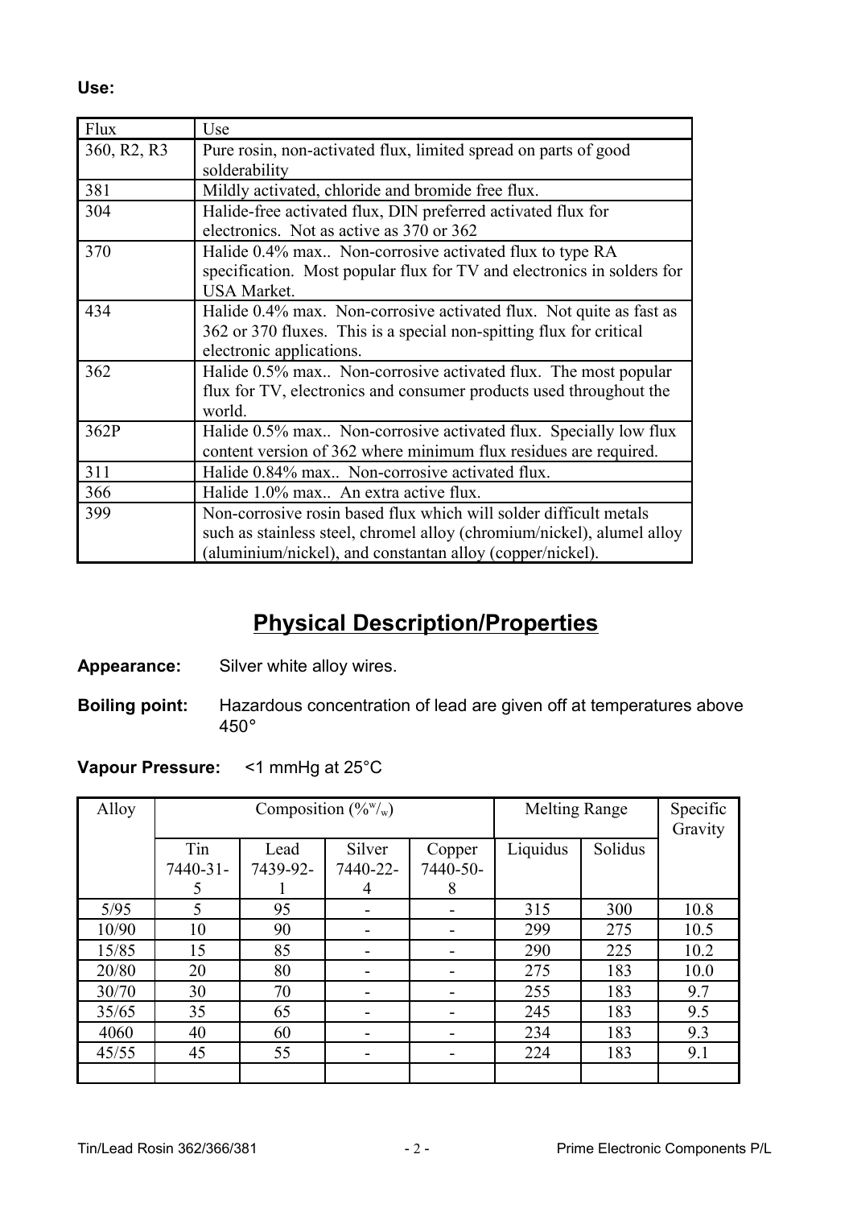**Use:**

| Flux | Use |
|---|---|
| 360, R2, R3 | Pure rosin, non-activated flux, limited spread on parts of good solderability |
| 381 | Mildly activated, chloride and bromide free flux. |
| 304 | Halide-free activated flux, DIN preferred activated flux for electronics. Not as active as 370 or 362 |
| 370 | Halide 0.4% max.. Non-corrosive activated flux to type RA specification. Most popular flux for TV and electronics in solders for USA Market. |
| 434 | Halide 0.4% max. Non-corrosive activated flux. Not quite as fast as 362 or 370 fluxes. This is a special non-spitting flux for critical electronic applications. |
| 362 | Halide 0.5% max.. Non-corrosive activated flux. The most popular flux for TV, electronics and consumer products used throughout the world. |
| 362P | Halide 0.5% max.. Non-corrosive activated flux. Specially low flux content version of 362 where minimum flux residues are required. |
| 311 | Halide 0.84% max.. Non-corrosive activated flux. |
| 366 | Halide 1.0% max.. An extra active flux. |
| 399 | Non-corrosive rosin based flux which will solder difficult metals such as stainless steel, chromel alloy (chromium/nickel), alumel alloy (aluminium/nickel), and constantan alloy (copper/nickel). |

## Physical Description/Properties

**Appearance:** Silver white alloy wires.

**Boiling point:** Hazardous concentration of lead are given off at temperatures above 450°

**Vapour Pressure:** <1 mmHg at 25°C

| Alloy | Composition (%$^{w}/_{w}$) | | | | Melting Range | | Specific Gravity |
|---|---|---|---|---|---|---|---|
| | Tin 7440-31-5 | Lead 7439-92-1 | Silver 7440-22-4 | Copper 7440-50-8 | Liquidus | Solidus | |
| 5/95 | 5 | 95 | - | - | 315 | 300 | 10.8 |
| 10/90 | 10 | 90 | - | - | 299 | 275 | 10.5 |
| 15/85 | 15 | 85 | - | - | 290 | 225 | 10.2 |
| 20/80 | 20 | 80 | - | - | 275 | 183 | 10.0 |
| 30/70 | 30 | 70 | - | - | 255 | 183 | 9.7 |
| 35/65 | 35 | 65 | - | - | 245 | 183 | 9.5 |
| 4060 | 40 | 60 | - | - | 234 | 183 | 9.3 |
| 45/55 | 45 | 55 | - | - | 224 | 183 | 9.1 |
| | | | | | | | |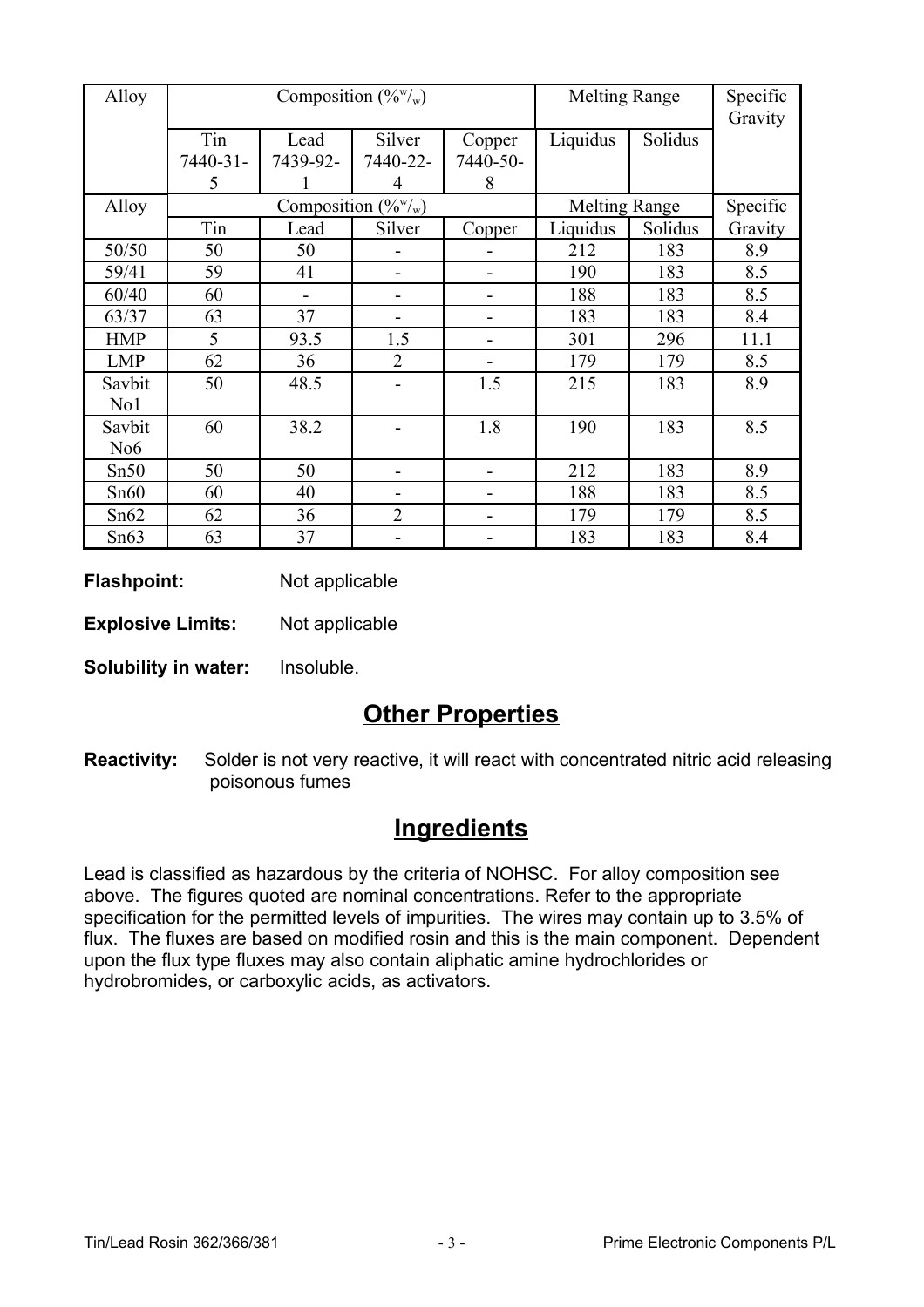| Alloy | Composition (%$^w$/$_w$) | | | | Melting Range | | Specific Gravity |
|---|---|---|---|---|---|---|---|
| | Tin 7440-31-5 | Lead 7439-92-1 | Silver 7440-22-4 | Copper 7440-50-8 | Liquidus | Solidus | |
| Alloy | Composition (%$^w$/$_w$) | | | | Melting Range | | Specific |
| | Tin | Lead | Silver | Copper | Liquidus | Solidus | Gravity |
| 50/50 | 50 | 50 | - | - | 212 | 183 | 8.9 |
| 59/41 | 59 | 41 | - | - | 190 | 183 | 8.5 |
| 60/40 | 60 | - | - | - | 188 | 183 | 8.5 |
| 63/37 | 63 | 37 | - | - | 183 | 183 | 8.4 |
| HMP | 5 | 93.5 | 1.5 | - | 301 | 296 | 11.1 |
| LMP | 62 | 36 | 2 | - | 179 | 179 | 8.5 |
| Savbit No1 | 50 | 48.5 | - | 1.5 | 215 | 183 | 8.9 |
| Savbit No6 | 60 | 38.2 | - | 1.8 | 190 | 183 | 8.5 |
| Sn50 | 50 | 50 | - | - | 212 | 183 | 8.9 |
| Sn60 | 60 | 40 | - | - | 188 | 183 | 8.5 |
| Sn62 | 62 | 36 | 2 | - | 179 | 179 | 8.5 |
| Sn63 | 63 | 37 | - | - | 183 | 183 | 8.4 |

**Flashpoint:** Not applicable

**Explosive Limits:** Not applicable

**Solubility in water:** Insoluble.

## Other Properties

**Reactivity:** Solder is not very reactive, it will react with concentrated nitric acid releasing poisonous fumes

## Ingredients

Lead is classified as hazardous by the criteria of NOHSC. For alloy composition see above. The figures quoted are nominal concentrations. Refer to the appropriate specification for the permitted levels of impurities. The wires may contain up to 3.5% of flux. The fluxes are based on modified rosin and this is the main component. Dependent upon the flux type fluxes may also contain aliphatic amine hydrochlorides or hydrobromides, or carboxylic acids, as activators.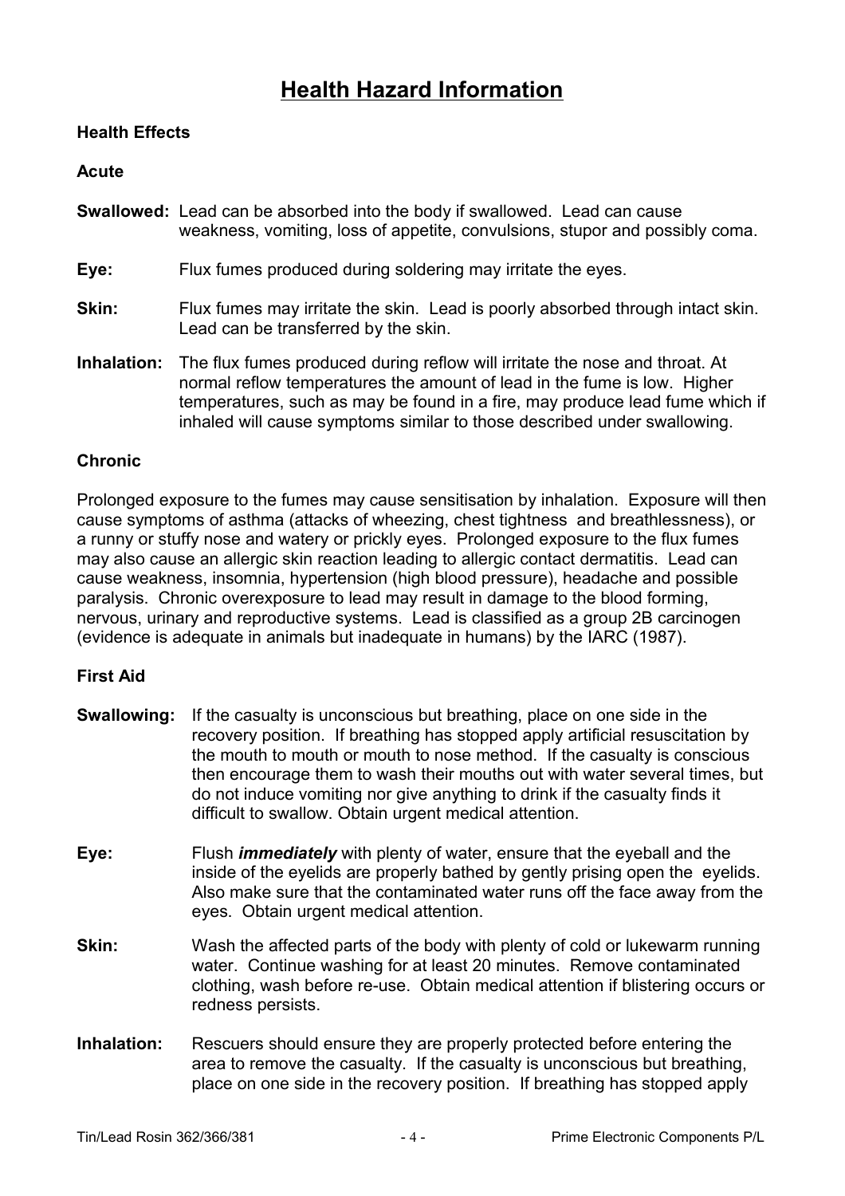# Health Hazard Information

### Health Effects

#### Acute

**Swallowed:** Lead can be absorbed into the body if swallowed. Lead can cause weakness, vomiting, loss of appetite, convulsions, stupor and possibly coma.

**Eye:** Flux fumes produced during soldering may irritate the eyes.

**Skin:** Flux fumes may irritate the skin. Lead is poorly absorbed through intact skin. Lead can be transferred by the skin.

**Inhalation:** The flux fumes produced during reflow will irritate the nose and throat. At normal reflow temperatures the amount of lead in the fume is low. Higher temperatures, such as may be found in a fire, may produce lead fume which if inhaled will cause symptoms similar to those described under swallowing.

#### Chronic

Prolonged exposure to the fumes may cause sensitisation by inhalation. Exposure will then cause symptoms of asthma (attacks of wheezing, chest tightness and breathlessness), or a runny or stuffy nose and watery or prickly eyes. Prolonged exposure to the flux fumes may also cause an allergic skin reaction leading to allergic contact dermatitis. Lead can cause weakness, insomnia, hypertension (high blood pressure), headache and possible paralysis. Chronic overexposure to lead may result in damage to the blood forming, nervous, urinary and reproductive systems. Lead is classified as a group 2B carcinogen (evidence is adequate in animals but inadequate in humans) by the IARC (1987).

### First Aid

**Swallowing:** If the casualty is unconscious but breathing, place on one side in the recovery position. If breathing has stopped apply artificial resuscitation by the mouth to mouth or mouth to nose method. If the casualty is conscious then encourage them to wash their mouths out with water several times, but do not induce vomiting nor give anything to drink if the casualty finds it difficult to swallow. Obtain urgent medical attention.

**Eye:** Flush ***immediately*** with plenty of water, ensure that the eyeball and the inside of the eyelids are properly bathed by gently prising open the eyelids. Also make sure that the contaminated water runs off the face away from the eyes. Obtain urgent medical attention.

**Skin:** Wash the affected parts of the body with plenty of cold or lukewarm running water. Continue washing for at least 20 minutes. Remove contaminated clothing, wash before re-use. Obtain medical attention if blistering occurs or redness persists.

**Inhalation:** Rescuers should ensure they are properly protected before entering the area to remove the casualty. If the casualty is unconscious but breathing, place on one side in the recovery position. If breathing has stopped apply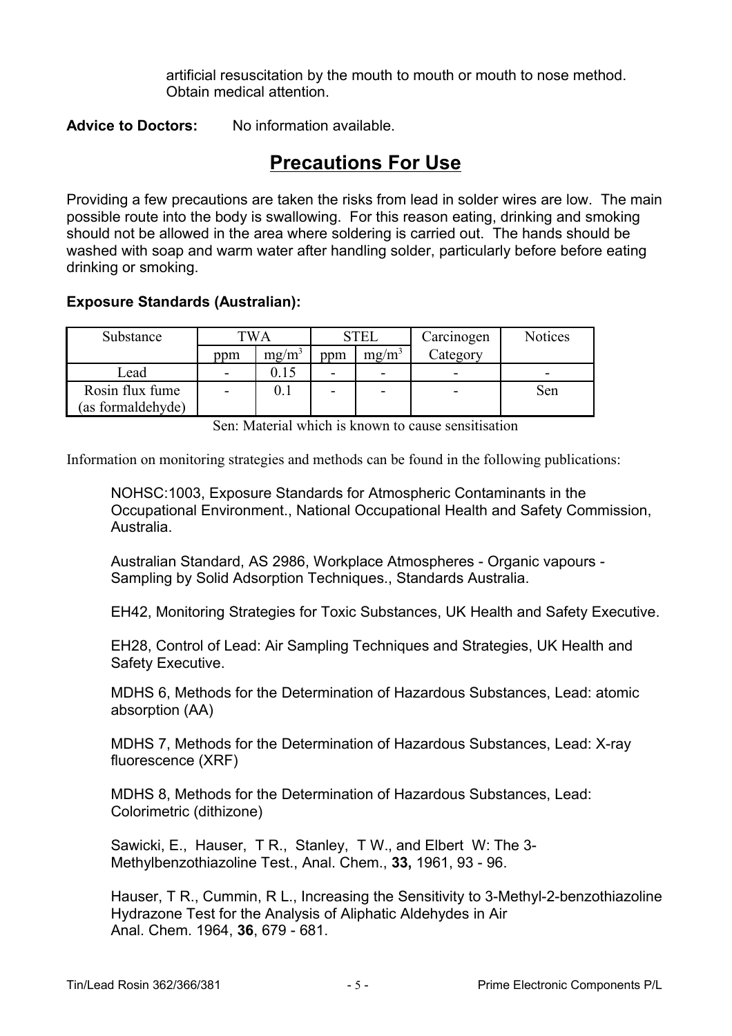artificial resuscitation by the mouth to mouth or mouth to nose method. Obtain medical attention.

**Advice to Doctors:** No information available.

## Precautions For Use

Providing a few precautions are taken the risks from lead in solder wires are low. The main possible route into the body is swallowing. For this reason eating, drinking and smoking should not be allowed in the area where soldering is carried out. The hands should be washed with soap and warm water after handling solder, particularly before before eating drinking or smoking.

**Exposure Standards (Australian):**

| Substance | TWA | | STEL | | Carcinogen Category | Notices |
|---|---|---|---|---|---|---|
| | ppm | $mg/m^3$ | ppm | $mg/m^3$ | | |
| Lead | - | 0.15 | - | - | - | - |
| Rosin flux fume (as formaldehyde) | - | 0.1 | - | - | - | Sen |

Sen: Material which is known to cause sensitisation

Information on monitoring strategies and methods can be found in the following publications:

NOHSC:1003, Exposure Standards for Atmospheric Contaminants in the Occupational Environment., National Occupational Health and Safety Commission, Australia.

Australian Standard, AS 2986, Workplace Atmospheres - Organic vapours - Sampling by Solid Adsorption Techniques., Standards Australia.

EH42, Monitoring Strategies for Toxic Substances, UK Health and Safety Executive.

EH28, Control of Lead: Air Sampling Techniques and Strategies, UK Health and Safety Executive.

MDHS 6, Methods for the Determination of Hazardous Substances, Lead: atomic absorption (AA)

MDHS 7, Methods for the Determination of Hazardous Substances, Lead: X-ray fluorescence (XRF)

MDHS 8, Methods for the Determination of Hazardous Substances, Lead: Colorimetric (dithizone)

Sawicki, E., Hauser, T R., Stanley, T W., and Elbert W: The 3-Methylbenzothiazoline Test., Anal. Chem., **33,** 1961, 93 - 96.

Hauser, T R., Cummin, R L., Increasing the Sensitivity to 3-Methyl-2-benzothiazoline Hydrazone Test for the Analysis of Aliphatic Aldehydes in Air Anal. Chem. 1964, **36**, 679 - 681.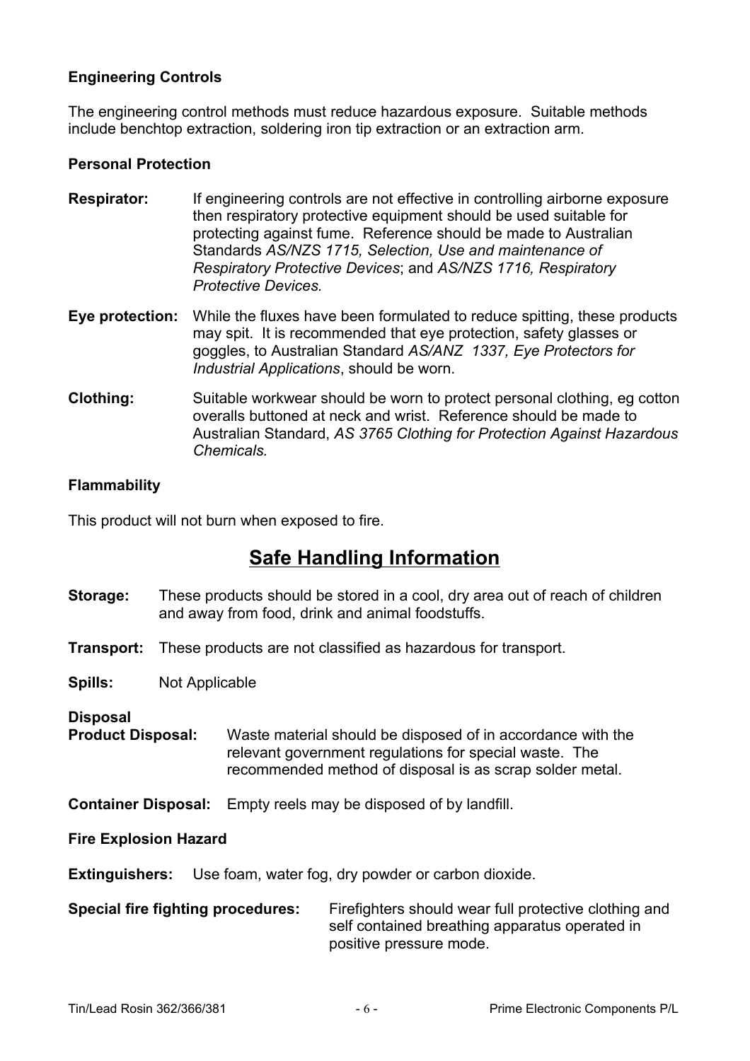**Engineering Controls**

The engineering control methods must reduce hazardous exposure. Suitable methods include benchtop extraction, soldering iron tip extraction or an extraction arm.

**Personal Protection**

**Respirator:** If engineering controls are not effective in controlling airborne exposure then respiratory protective equipment should be used suitable for protecting against fume. Reference should be made to Australian Standards *AS/NZS 1715, Selection, Use and maintenance of Respiratory Protective Devices*; and *AS/NZS 1716, Respiratory Protective Devices.*

**Eye protection:** While the fluxes have been formulated to reduce spitting, these products may spit. It is recommended that eye protection, safety glasses or goggles, to Australian Standard *AS/ANZ 1337, Eye Protectors for Industrial Applications*, should be worn.

**Clothing:** Suitable workwear should be worn to protect personal clothing, eg cotton overalls buttoned at neck and wrist. Reference should be made to Australian Standard, *AS 3765 Clothing for Protection Against Hazardous Chemicals.*

**Flammability**

This product will not burn when exposed to fire.

## Safe Handling Information

**Storage:** These products should be stored in a cool, dry area out of reach of children and away from food, drink and animal foodstuffs.

**Transport:** These products are not classified as hazardous for transport.

**Spills:** Not Applicable

**Disposal**

**Product Disposal:** Waste material should be disposed of in accordance with the relevant government regulations for special waste. The recommended method of disposal is as scrap solder metal.

**Container Disposal:** Empty reels may be disposed of by landfill.

**Fire Explosion Hazard**

**Extinguishers:** Use foam, water fog, dry powder or carbon dioxide.

**Special fire fighting procedures:** Firefighters should wear full protective clothing and self contained breathing apparatus operated in positive pressure mode.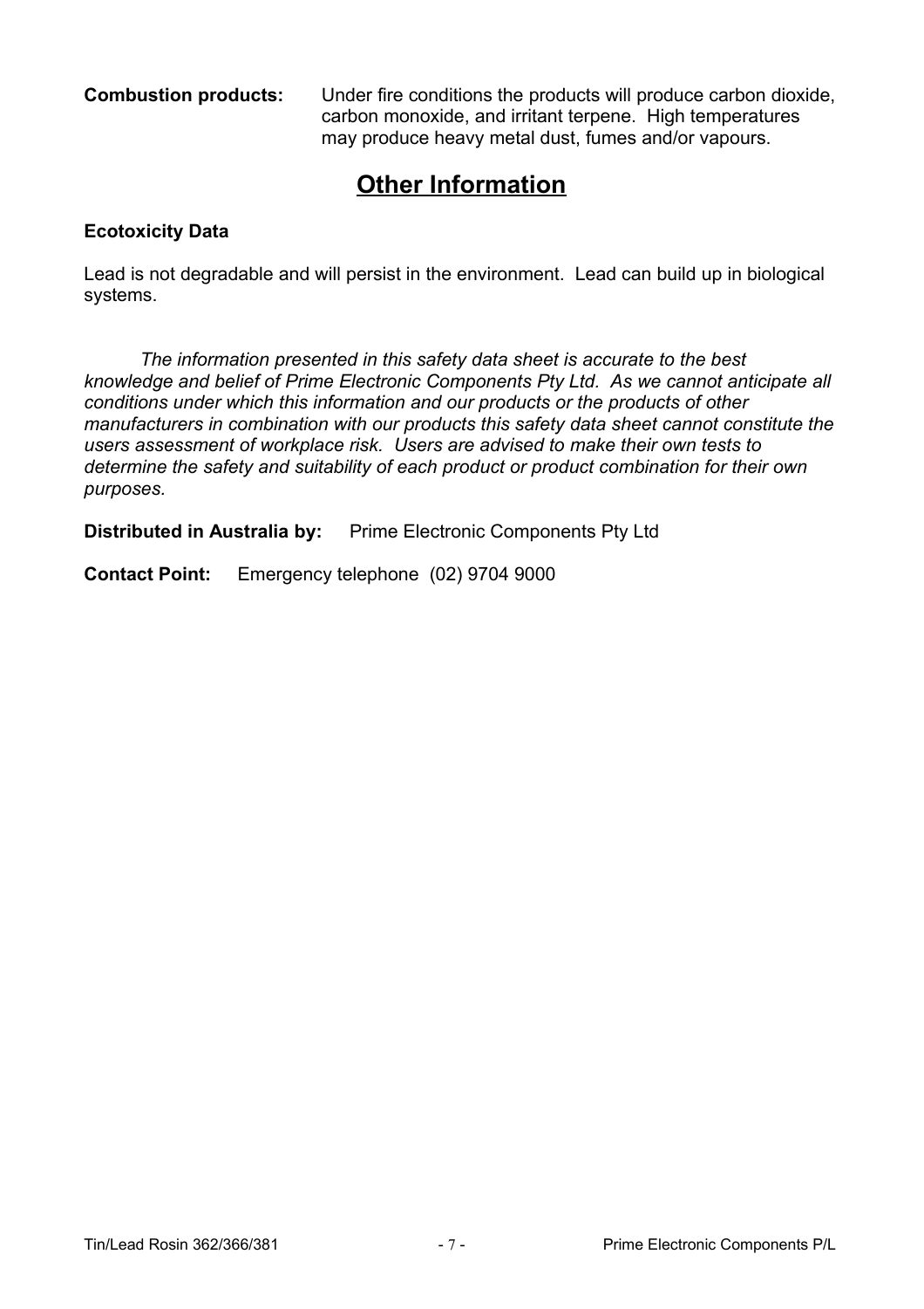**Combustion products:** Under fire conditions the products will produce carbon dioxide, carbon monoxide, and irritant terpene. High temperatures may produce heavy metal dust, fumes and/or vapours.

## Other Information

### Ecotoxicity Data

Lead is not degradable and will persist in the environment. Lead can build up in biological systems.

*The information presented in this safety data sheet is accurate to the best knowledge and belief of Prime Electronic Components Pty Ltd. As we cannot anticipate all conditions under which this information and our products or the products of other manufacturers in combination with our products this safety data sheet cannot constitute the users assessment of workplace risk. Users are advised to make their own tests to determine the safety and suitability of each product or product combination for their own purposes.*

**Distributed in Australia by:** Prime Electronic Components Pty Ltd

**Contact Point:** Emergency telephone (02) 9704 9000